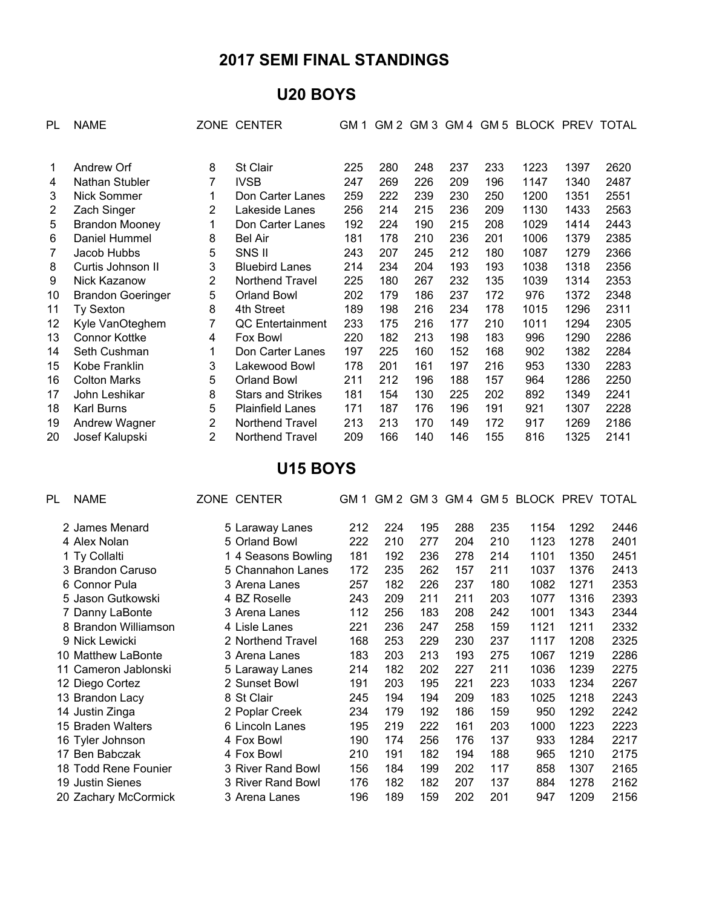# 2017 SEMI FINAL STANDINGS

## U20 BOYS

| PL | NAME | ZONE | CENTER | GM 1 | GM 2 | GM 3 | GM 4 | GM 5 | BLOCK | PREV | TOTAL |
|---|---|---|---|---|---|---|---|---|---|---|---|
| 1 | Andrew Orf | 8 | St Clair | 225 | 280 | 248 | 237 | 233 | 1223 | 1397 | 2620 |
| 4 | Nathan Stubler | 7 | IVSB | 247 | 269 | 226 | 209 | 196 | 1147 | 1340 | 2487 |
| 3 | Nick Sommer | 1 | Don Carter Lanes | 259 | 222 | 239 | 230 | 250 | 1200 | 1351 | 2551 |
| 2 | Zach Singer | 2 | Lakeside Lanes | 256 | 214 | 215 | 236 | 209 | 1130 | 1433 | 2563 |
| 5 | Brandon Mooney | 1 | Don Carter Lanes | 192 | 224 | 190 | 215 | 208 | 1029 | 1414 | 2443 |
| 6 | Daniel Hummel | 8 | Bel Air | 181 | 178 | 210 | 236 | 201 | 1006 | 1379 | 2385 |
| 7 | Jacob Hubbs | 5 | SNS II | 243 | 207 | 245 | 212 | 180 | 1087 | 1279 | 2366 |
| 8 | Curtis Johnson II | 3 | Bluebird Lanes | 214 | 234 | 204 | 193 | 193 | 1038 | 1318 | 2356 |
| 9 | Nick Kazanow | 2 | Northend Travel | 225 | 180 | 267 | 232 | 135 | 1039 | 1314 | 2353 |
| 10 | Brandon Goeringer | 5 | Orland Bowl | 202 | 179 | 186 | 237 | 172 | 976 | 1372 | 2348 |
| 11 | Ty Sexton | 8 | 4th Street | 189 | 198 | 216 | 234 | 178 | 1015 | 1296 | 2311 |
| 12 | Kyle VanOteghem | 7 | QC Entertainment | 233 | 175 | 216 | 177 | 210 | 1011 | 1294 | 2305 |
| 13 | Connor Kottke | 4 | Fox Bowl | 220 | 182 | 213 | 198 | 183 | 996 | 1290 | 2286 |
| 14 | Seth Cushman | 1 | Don Carter Lanes | 197 | 225 | 160 | 152 | 168 | 902 | 1382 | 2284 |
| 15 | Kobe Franklin | 3 | Lakewood Bowl | 178 | 201 | 161 | 197 | 216 | 953 | 1330 | 2283 |
| 16 | Colton Marks | 5 | Orland Bowl | 211 | 212 | 196 | 188 | 157 | 964 | 1286 | 2250 |
| 17 | John Leshikar | 8 | Stars and Strikes | 181 | 154 | 130 | 225 | 202 | 892 | 1349 | 2241 |
| 18 | Karl Burns | 5 | Plainfield Lanes | 171 | 187 | 176 | 196 | 191 | 921 | 1307 | 2228 |
| 19 | Andrew Wagner | 2 | Northend Travel | 213 | 213 | 170 | 149 | 172 | 917 | 1269 | 2186 |
| 20 | Josef Kalupski | 2 | Northend Travel | 209 | 166 | 140 | 146 | 155 | 816 | 1325 | 2141 |

## U15 BOYS

| PL | NAME | ZONE | CENTER | GM 1 | GM 2 | GM 3 | GM 4 | GM 5 | BLOCK | PREV | TOTAL |
|---|---|---|---|---|---|---|---|---|---|---|---|
| 2 | James Menard | 5 | Laraway Lanes | 212 | 224 | 195 | 288 | 235 | 1154 | 1292 | 2446 |
| 4 | Alex Nolan | 5 | Orland Bowl | 222 | 210 | 277 | 204 | 210 | 1123 | 1278 | 2401 |
| 1 | Ty Collalti | 1 | 4 Seasons Bowling | 181 | 192 | 236 | 278 | 214 | 1101 | 1350 | 2451 |
| 3 | Brandon Caruso | 5 | Channahon Lanes | 172 | 235 | 262 | 157 | 211 | 1037 | 1376 | 2413 |
| 6 | Connor Pula | 3 | Arena Lanes | 257 | 182 | 226 | 237 | 180 | 1082 | 1271 | 2353 |
| 5 | Jason Gutkowski | 4 | BZ Roselle | 243 | 209 | 211 | 211 | 203 | 1077 | 1316 | 2393 |
| 7 | Danny LaBonte | 3 | Arena Lanes | 112 | 256 | 183 | 208 | 242 | 1001 | 1343 | 2344 |
| 8 | Brandon Williamson | 4 | Lisle Lanes | 221 | 236 | 247 | 258 | 159 | 1121 | 1211 | 2332 |
| 9 | Nick Lewicki | 2 | Northend Travel | 168 | 253 | 229 | 230 | 237 | 1117 | 1208 | 2325 |
| 10 | Matthew LaBonte | 3 | Arena Lanes | 183 | 203 | 213 | 193 | 275 | 1067 | 1219 | 2286 |
| 11 | Cameron Jablonski | 5 | Laraway Lanes | 214 | 182 | 202 | 227 | 211 | 1036 | 1239 | 2275 |
| 12 | Diego Cortez | 2 | Sunset Bowl | 191 | 203 | 195 | 221 | 223 | 1033 | 1234 | 2267 |
| 13 | Brandon Lacy | 8 | St Clair | 245 | 194 | 194 | 209 | 183 | 1025 | 1218 | 2243 |
| 14 | Justin Zinga | 2 | Poplar Creek | 234 | 179 | 192 | 186 | 159 | 950 | 1292 | 2242 |
| 15 | Braden Walters | 6 | Lincoln Lanes | 195 | 219 | 222 | 161 | 203 | 1000 | 1223 | 2223 |
| 16 | Tyler Johnson | 4 | Fox Bowl | 190 | 174 | 256 | 176 | 137 | 933 | 1284 | 2217 |
| 17 | Ben Babczak | 4 | Fox Bowl | 210 | 191 | 182 | 194 | 188 | 965 | 1210 | 2175 |
| 18 | Todd Rene Founier | 3 | River Rand Bowl | 156 | 184 | 199 | 202 | 117 | 858 | 1307 | 2165 |
| 19 | Justin Sienes | 3 | River Rand Bowl | 176 | 182 | 182 | 207 | 137 | 884 | 1278 | 2162 |
| 20 | Zachary McCormick | 3 | Arena Lanes | 196 | 189 | 159 | 202 | 201 | 947 | 1209 | 2156 |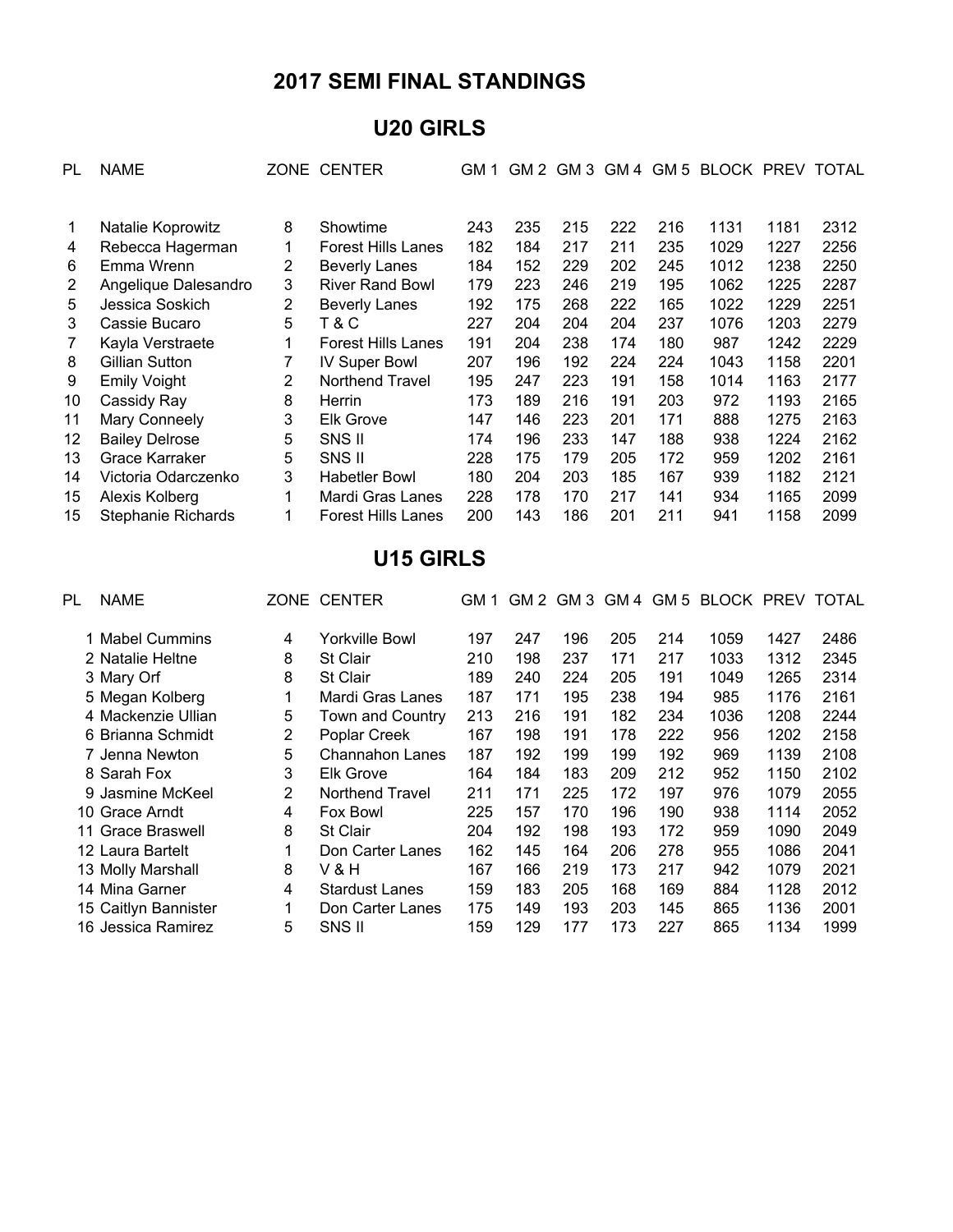## 2017 SEMI FINAL STANDINGS

## U20 GIRLS

| PL | NAME | ZONE | CENTER | GM 1 | GM 2 | GM 3 | GM 4 | GM 5 | BLOCK | PREV | TOTAL |
|---|---|---|---|---|---|---|---|---|---|---|---|
| 1 | Natalie Koprowitz | 8 | Showtime | 243 | 235 | 215 | 222 | 216 | 1131 | 1181 | 2312 |
| 4 | Rebecca Hagerman | 1 | Forest Hills Lanes | 182 | 184 | 217 | 211 | 235 | 1029 | 1227 | 2256 |
| 6 | Emma Wrenn | 2 | Beverly Lanes | 184 | 152 | 229 | 202 | 245 | 1012 | 1238 | 2250 |
| 2 | Angelique Dalesandro | 3 | River Rand Bowl | 179 | 223 | 246 | 219 | 195 | 1062 | 1225 | 2287 |
| 5 | Jessica Soskich | 2 | Beverly Lanes | 192 | 175 | 268 | 222 | 165 | 1022 | 1229 | 2251 |
| 3 | Cassie Bucaro | 5 | T & C | 227 | 204 | 204 | 204 | 237 | 1076 | 1203 | 2279 |
| 7 | Kayla Verstraete | 1 | Forest Hills Lanes | 191 | 204 | 238 | 174 | 180 | 987 | 1242 | 2229 |
| 8 | Gillian Sutton | 7 | IV Super Bowl | 207 | 196 | 192 | 224 | 224 | 1043 | 1158 | 2201 |
| 9 | Emily Voight | 2 | Northend Travel | 195 | 247 | 223 | 191 | 158 | 1014 | 1163 | 2177 |
| 10 | Cassidy Ray | 8 | Herrin | 173 | 189 | 216 | 191 | 203 | 972 | 1193 | 2165 |
| 11 | Mary Conneely | 3 | Elk Grove | 147 | 146 | 223 | 201 | 171 | 888 | 1275 | 2163 |
| 12 | Bailey Delrose | 5 | SNS II | 174 | 196 | 233 | 147 | 188 | 938 | 1224 | 2162 |
| 13 | Grace Karraker | 5 | SNS II | 228 | 175 | 179 | 205 | 172 | 959 | 1202 | 2161 |
| 14 | Victoria Odarczenko | 3 | Habetler Bowl | 180 | 204 | 203 | 185 | 167 | 939 | 1182 | 2121 |
| 15 | Alexis Kolberg | 1 | Mardi Gras Lanes | 228 | 178 | 170 | 217 | 141 | 934 | 1165 | 2099 |
| 15 | Stephanie Richards | 1 | Forest Hills Lanes | 200 | 143 | 186 | 201 | 211 | 941 | 1158 | 2099 |

## U15 GIRLS

| PL | NAME | ZONE | CENTER | GM 1 | GM 2 | GM 3 | GM 4 | GM 5 | BLOCK | PREV | TOTAL |
|---|---|---|---|---|---|---|---|---|---|---|---|
| 1 | Mabel Cummins | 4 | Yorkville Bowl | 197 | 247 | 196 | 205 | 214 | 1059 | 1427 | 2486 |
| 2 | Natalie Heltne | 8 | St Clair | 210 | 198 | 237 | 171 | 217 | 1033 | 1312 | 2345 |
| 3 | Mary Orf | 8 | St Clair | 189 | 240 | 224 | 205 | 191 | 1049 | 1265 | 2314 |
| 5 | Megan Kolberg | 1 | Mardi Gras Lanes | 187 | 171 | 195 | 238 | 194 | 985 | 1176 | 2161 |
| 4 | Mackenzie Ullian | 5 | Town and Country | 213 | 216 | 191 | 182 | 234 | 1036 | 1208 | 2244 |
| 6 | Brianna Schmidt | 2 | Poplar Creek | 167 | 198 | 191 | 178 | 222 | 956 | 1202 | 2158 |
| 7 | Jenna Newton | 5 | Channahon Lanes | 187 | 192 | 199 | 199 | 192 | 969 | 1139 | 2108 |
| 8 | Sarah Fox | 3 | Elk Grove | 164 | 184 | 183 | 209 | 212 | 952 | 1150 | 2102 |
| 9 | Jasmine McKeel | 2 | Northend Travel | 211 | 171 | 225 | 172 | 197 | 976 | 1079 | 2055 |
| 10 | Grace Arndt | 4 | Fox Bowl | 225 | 157 | 170 | 196 | 190 | 938 | 1114 | 2052 |
| 11 | Grace Braswell | 8 | St Clair | 204 | 192 | 198 | 193 | 172 | 959 | 1090 | 2049 |
| 12 | Laura Bartelt | 1 | Don Carter Lanes | 162 | 145 | 164 | 206 | 278 | 955 | 1086 | 2041 |
| 13 | Molly Marshall | 8 | V & H | 167 | 166 | 219 | 173 | 217 | 942 | 1079 | 2021 |
| 14 | Mina Garner | 4 | Stardust Lanes | 159 | 183 | 205 | 168 | 169 | 884 | 1128 | 2012 |
| 15 | Caitlyn Bannister | 1 | Don Carter Lanes | 175 | 149 | 193 | 203 | 145 | 865 | 1136 | 2001 |
| 16 | Jessica Ramirez | 5 | SNS II | 159 | 129 | 177 | 173 | 227 | 865 | 1134 | 1999 |